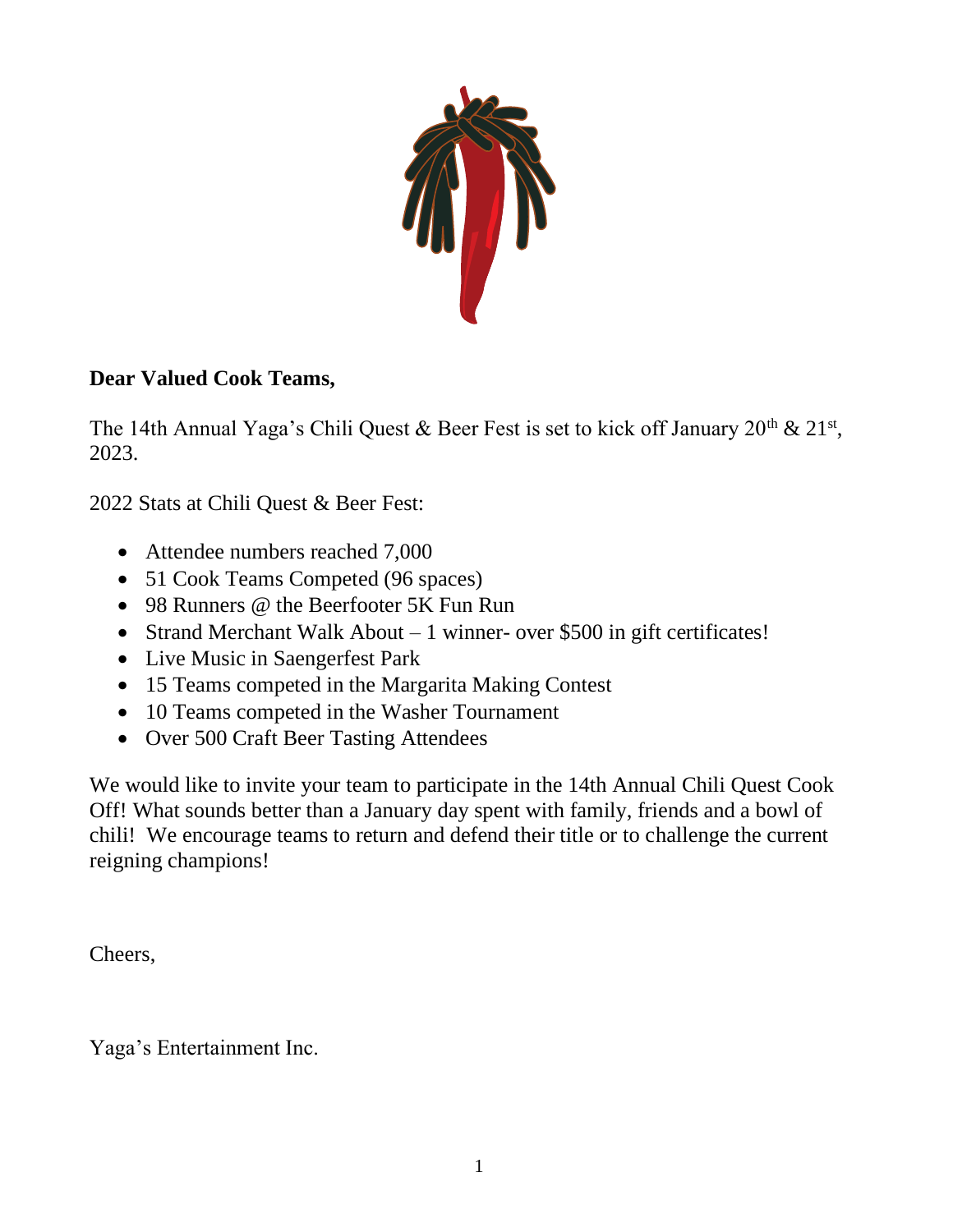**Dear Valued Cook Teams,**

The 14th Annual Yaga's Chili Quest & Beer Fest is set to kick off January 20th & 21st, 2023.

2022 Stats at Chili Quest & Beer Fest:

- Attendee numbers reached 7,000
- 51 Cook Teams Competed (96 spaces)
- 98 Runners @ the Beerfooter 5K Fun Run
- Strand Merchant Walk About – 1 winner- over $500 in gift certificates!
- Live Music in Saengerfest Park
- 15 Teams competed in the Margarita Making Contest
- 10 Teams competed in the Washer Tournament
- Over 500 Craft Beer Tasting Attendees

We would like to invite your team to participate in the 14th Annual Chili Quest Cook Off! What sounds better than a January day spent with family, friends and a bowl of chili! We encourage teams to return and defend their title or to challenge the current reigning champions!

Cheers,

Yaga's Entertainment Inc.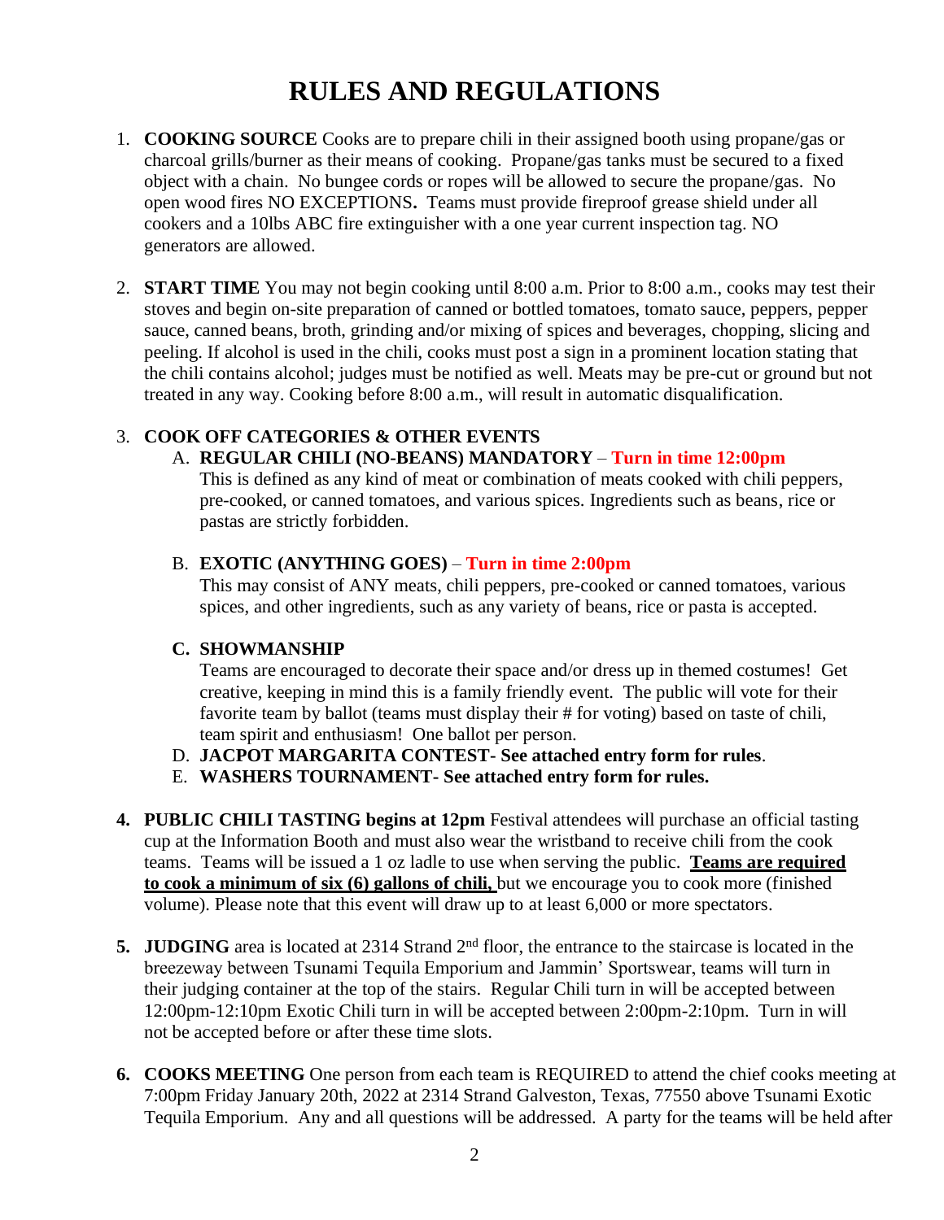# RULES AND REGULATIONS

1. **COOKING SOURCE** Cooks are to prepare chili in their assigned booth using propane/gas or charcoal grills/burner as their means of cooking. Propane/gas tanks must be secured to a fixed object with a chain. No bungee cords or ropes will be allowed to secure the propane/gas. No open wood fires NO EXCEPTIONS**.** Teams must provide fireproof grease shield under all cookers and a 10lbs ABC fire extinguisher with a one year current inspection tag. NO generators are allowed.

2. **START TIME** You may not begin cooking until 8:00 a.m. Prior to 8:00 a.m., cooks may test their stoves and begin on-site preparation of canned or bottled tomatoes, tomato sauce, peppers, pepper sauce, canned beans, broth, grinding and/or mixing of spices and beverages, chopping, slicing and peeling. If alcohol is used in the chili, cooks must post a sign in a prominent location stating that the chili contains alcohol; judges must be notified as well. Meats may be pre-cut or ground but not treated in any way. Cooking before 8:00 a.m., will result in automatic disqualification.

3. **COOK OFF CATEGORIES & OTHER EVENTS**

   A. **REGULAR CHILI (NO-BEANS) MANDATORY** – **Turn in time 12:00pm**
   This is defined as any kind of meat or combination of meats cooked with chili peppers, pre-cooked, or canned tomatoes, and various spices. Ingredients such as beans, rice or pastas are strictly forbidden.

   B. **EXOTIC (ANYTHING GOES)** – **Turn in time 2:00pm**
   This may consist of ANY meats, chili peppers, pre-cooked or canned tomatoes, various spices, and other ingredients, such as any variety of beans, rice or pasta is accepted.

   **C. SHOWMANSHIP**
   Teams are encouraged to decorate their space and/or dress up in themed costumes! Get creative, keeping in mind this is a family friendly event. The public will vote for their favorite team by ballot (teams must display their # for voting) based on taste of chili, team spirit and enthusiasm! One ballot per person.

   D. **JACPOT MARGARITA CONTEST- See attached entry form for rules**.

   E. **WASHERS TOURNAMENT- See attached entry form for rules.**

4. **PUBLIC CHILI TASTING begins at 12pm** Festival attendees will purchase an official tasting cup at the Information Booth and must also wear the wristband to receive chili from the cook teams. Teams will be issued a 1 oz ladle to use when serving the public. **Teams are required to cook a minimum of six (6) gallons of chili,** but we encourage you to cook more (finished volume). Please note that this event will draw up to at least 6,000 or more spectators.

5. **JUDGING** area is located at 2314 Strand 2nd floor, the entrance to the staircase is located in the breezeway between Tsunami Tequila Emporium and Jammin' Sportswear, teams will turn in their judging container at the top of the stairs. Regular Chili turn in will be accepted between 12:00pm-12:10pm Exotic Chili turn in will be accepted between 2:00pm-2:10pm. Turn in will not be accepted before or after these time slots.

6. **COOKS MEETING** One person from each team is REQUIRED to attend the chief cooks meeting at 7:00pm Friday January 20th, 2022 at 2314 Strand Galveston, Texas, 77550 above Tsunami Exotic Tequila Emporium. Any and all questions will be addressed. A party for the teams will be held after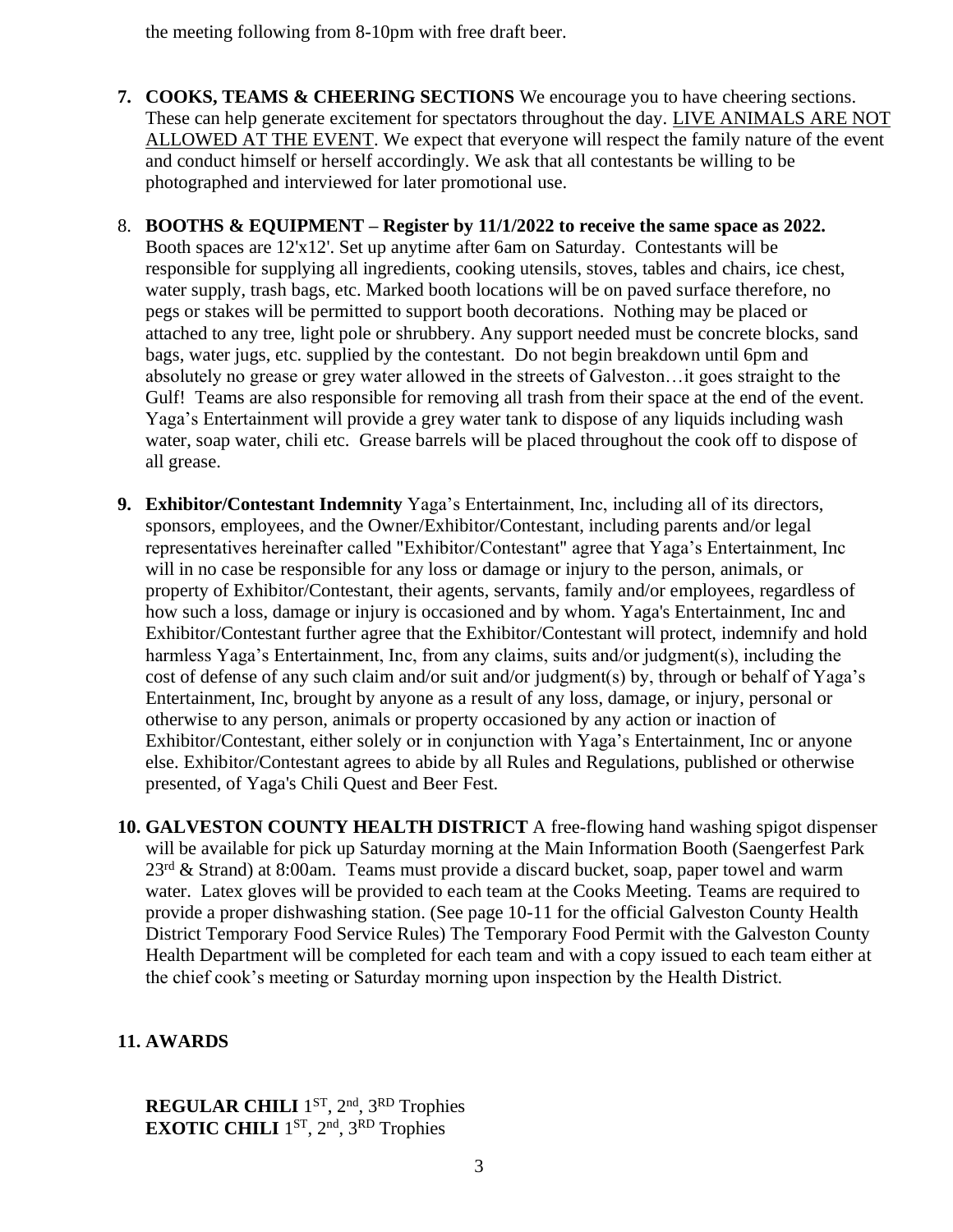the meeting following from 8-10pm with free draft beer.

7. **COOKS, TEAMS & CHEERING SECTIONS** We encourage you to have cheering sections. These can help generate excitement for spectators throughout the day. LIVE ANIMALS ARE NOT ALLOWED AT THE EVENT. We expect that everyone will respect the family nature of the event and conduct himself or herself accordingly. We ask that all contestants be willing to be photographed and interviewed for later promotional use.

8. **BOOTHS & EQUIPMENT – Register by 11/1/2022 to receive the same space as 2022.** Booth spaces are 12'x12'. Set up anytime after 6am on Saturday. Contestants will be responsible for supplying all ingredients, cooking utensils, stoves, tables and chairs, ice chest, water supply, trash bags, etc. Marked booth locations will be on paved surface therefore, no pegs or stakes will be permitted to support booth decorations. Nothing may be placed or attached to any tree, light pole or shrubbery. Any support needed must be concrete blocks, sand bags, water jugs, etc. supplied by the contestant. Do not begin breakdown until 6pm and absolutely no grease or grey water allowed in the streets of Galveston…it goes straight to the Gulf! Teams are also responsible for removing all trash from their space at the end of the event. Yaga's Entertainment will provide a grey water tank to dispose of any liquids including wash water, soap water, chili etc. Grease barrels will be placed throughout the cook off to dispose of all grease.

9. **Exhibitor/Contestant Indemnity** Yaga's Entertainment, Inc, including all of its directors, sponsors, employees, and the Owner/Exhibitor/Contestant, including parents and/or legal representatives hereinafter called "Exhibitor/Contestant" agree that Yaga's Entertainment, Inc will in no case be responsible for any loss or damage or injury to the person, animals, or property of Exhibitor/Contestant, their agents, servants, family and/or employees, regardless of how such a loss, damage or injury is occasioned and by whom. Yaga's Entertainment, Inc and Exhibitor/Contestant further agree that the Exhibitor/Contestant will protect, indemnify and hold harmless Yaga's Entertainment, Inc, from any claims, suits and/or judgment(s), including the cost of defense of any such claim and/or suit and/or judgment(s) by, through or behalf of Yaga's Entertainment, Inc, brought by anyone as a result of any loss, damage, or injury, personal or otherwise to any person, animals or property occasioned by any action or inaction of Exhibitor/Contestant, either solely or in conjunction with Yaga's Entertainment, Inc or anyone else. Exhibitor/Contestant agrees to abide by all Rules and Regulations, published or otherwise presented, of Yaga's Chili Quest and Beer Fest.

10. **GALVESTON COUNTY HEALTH DISTRICT** A free-flowing hand washing spigot dispenser will be available for pick up Saturday morning at the Main Information Booth (Saengerfest Park 23rd & Strand) at 8:00am. Teams must provide a discard bucket, soap, paper towel and warm water. Latex gloves will be provided to each team at the Cooks Meeting. Teams are required to provide a proper dishwashing station. (See page 10-11 for the official Galveston County Health District Temporary Food Service Rules) The Temporary Food Permit with the Galveston County Health Department will be completed for each team and with a copy issued to each team either at the chief cook's meeting or Saturday morning upon inspection by the Health District.

11. **AWARDS**

**REGULAR CHILI** 1ST, 2nd, 3RD Trophies
**EXOTIC CHILI** 1ST, 2nd, 3RD Trophies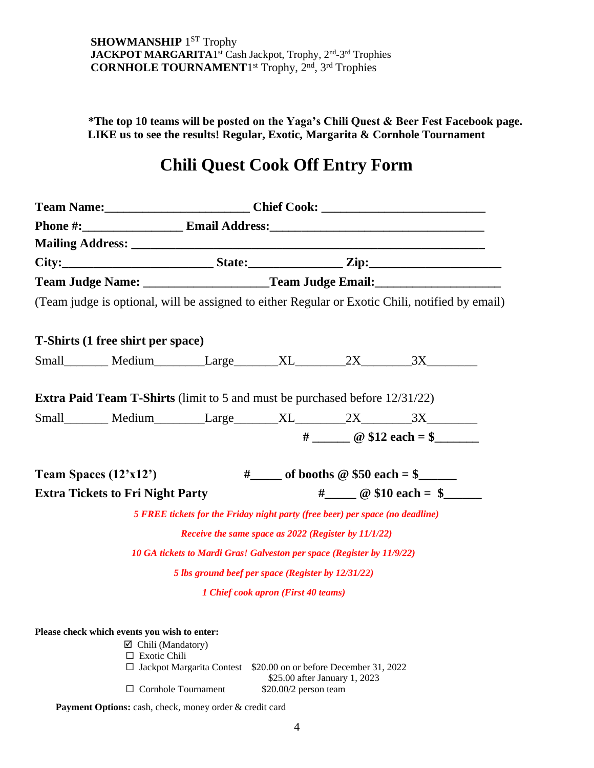**SHOWMANSHIP** 1ST Trophy
**JACKPOT MARGARITA** 1st Cash Jackpot, Trophy, 2nd-3rd Trophies
**CORNHOLE TOURNAMENT** 1st Trophy, 2nd, 3rd Trophies

**\*The top 10 teams will be posted on the Yaga's Chili Quest & Beer Fest Facebook page. LIKE us to see the results! Regular, Exotic, Margarita & Cornhole Tournament**

# Chili Quest Cook Off Entry Form

**Team Name:______________________ Chief Cook: _________________________**

**Phone #:_______________ Email Address:_________________________________**

**Mailing Address: ______________________________________________________**

**City:_______________________ State:______________ Zip:____________________**

**Team Judge Name: ___________________Team Judge Email:___________________**

(Team judge is optional, will be assigned to either Regular or Exotic Chili, notified by email)

**T-Shirts (1 free shirt per space)**

Small_______ Medium________Large_______XL________2X________3X________

**Extra Paid Team T-Shirts** (limit to 5 and must be purchased before 12/31/22)

Small_______ Medium________Large_______XL________2X________3X________

**# ______ @ $12 each = $_______**

**Team Spaces (12'x12')** **#_____ of booths @ $50 each = $______**

**Extra Tickets to Fri Night Party** **#_____ @ $10 each = $______**

***5 FREE tickets for the Friday night party (free beer) per space (no deadline)***

***Receive the same space as 2022 (Register by 11/1/22)***

***10 GA tickets to Mardi Gras! Galveston per space (Register by 11/9/22)***

***5 lbs ground beef per space (Register by 12/31/22)***

***1 Chief cook apron (First 40 teams)***

**Please check which events you wish to enter:**

- ☑ Chili (Mandatory)
- ☐ Exotic Chili
- ☐ Jackpot Margarita Contest — $20.00 on or before December 31, 2022; $25.00 after January 1, 2023
- ☐ Cornhole Tournament — $20.00/2 person team

**Payment Options:** cash, check, money order & credit card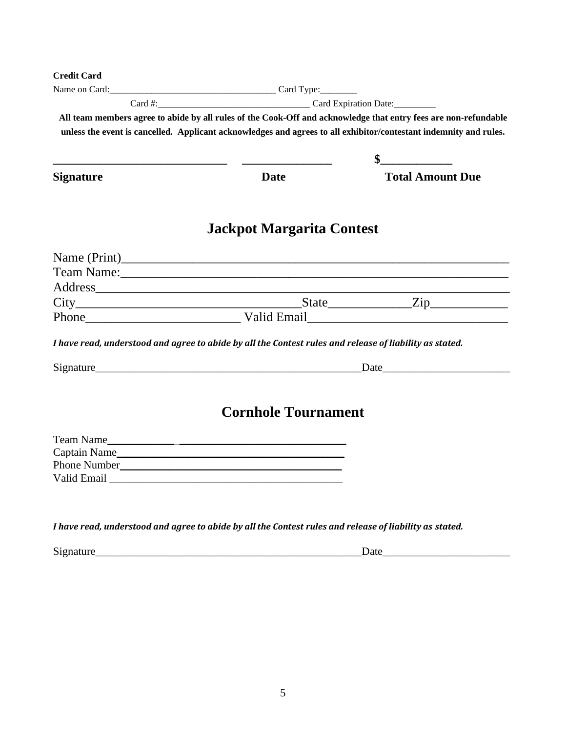**Credit Card**

Name on Card:_____________________________________ Card Type:________

Card #:_________________________________ Card Expiration Date:_________

**All team members agree to abide by all rules of the Cook-Off and acknowledge that entry fees are non-refundable unless the event is cancelled. Applicant acknowledges and agrees to all exhibitor/contestant indemnity and rules.**

______________________________ _______________ $____________

**Signature** **Date** **Total Amount Due**

## Jackpot Margarita Contest

Name (Print)____________________________________________________________

Team Name:_____________________________________________________________

Address_________________________________________________________________

City__________________________________State_____________Zip____________

Phone________________________ Valid Email_______________________________

***I have read, understood and agree to abide by all the Contest rules and release of liability as stated.***

Signature_________________________________________________Date______________________

## Cornhole Tournament

Team Name____________ ______________________________

Captain Name__________________________________________

Phone Number_________________________________________

Valid Email ___________________________________________

***I have read, understood and agree to abide by all the Contest rules and release of liability as stated.***

Signature_________________________________________________Date______________________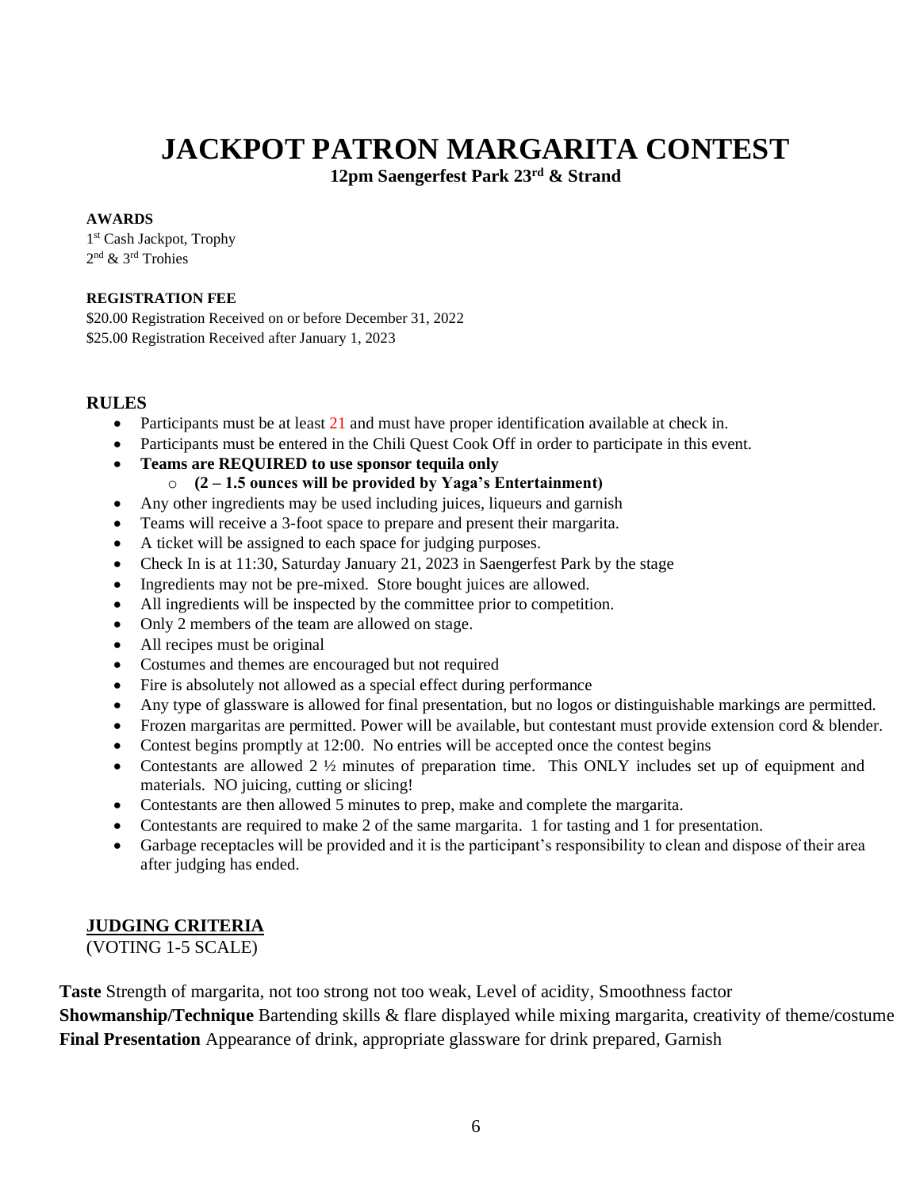# JACKPOT PATRON MARGARITA CONTEST

**12pm Saengerfest Park 23rd & Strand**

**AWARDS**

1st Cash Jackpot, Trophy
2nd & 3rd Trohies

**REGISTRATION FEE**

$20.00 Registration Received on or before December 31, 2022
$25.00 Registration Received after January 1, 2023

## RULES

- Participants must be at least 21 and must have proper identification available at check in.
- Participants must be entered in the Chili Quest Cook Off in order to participate in this event.
- **Teams are REQUIRED to use sponsor tequila only**
    - **(2 – 1.5 ounces will be provided by Yaga's Entertainment)**
- Any other ingredients may be used including juices, liqueurs and garnish
- Teams will receive a 3-foot space to prepare and present their margarita.
- A ticket will be assigned to each space for judging purposes.
- Check In is at 11:30, Saturday January 21, 2023 in Saengerfest Park by the stage
- Ingredients may not be pre-mixed. Store bought juices are allowed.
- All ingredients will be inspected by the committee prior to competition.
- Only 2 members of the team are allowed on stage.
- All recipes must be original
- Costumes and themes are encouraged but not required
- Fire is absolutely not allowed as a special effect during performance
- Any type of glassware is allowed for final presentation, but no logos or distinguishable markings are permitted.
- Frozen margaritas are permitted. Power will be available, but contestant must provide extension cord & blender.
- Contest begins promptly at 12:00. No entries will be accepted once the contest begins
- Contestants are allowed 2 ½ minutes of preparation time. This ONLY includes set up of equipment and materials. NO juicing, cutting or slicing!
- Contestants are then allowed 5 minutes to prep, make and complete the margarita.
- Contestants are required to make 2 of the same margarita. 1 for tasting and 1 for presentation.
- Garbage receptacles will be provided and it is the participant's responsibility to clean and dispose of their area after judging has ended.

## JUDGING CRITERIA

(VOTING 1-5 SCALE)

**Taste** Strength of margarita, not too strong not too weak, Level of acidity, Smoothness factor
**Showmanship/Technique** Bartending skills & flare displayed while mixing margarita, creativity of theme/costume
**Final Presentation** Appearance of drink, appropriate glassware for drink prepared, Garnish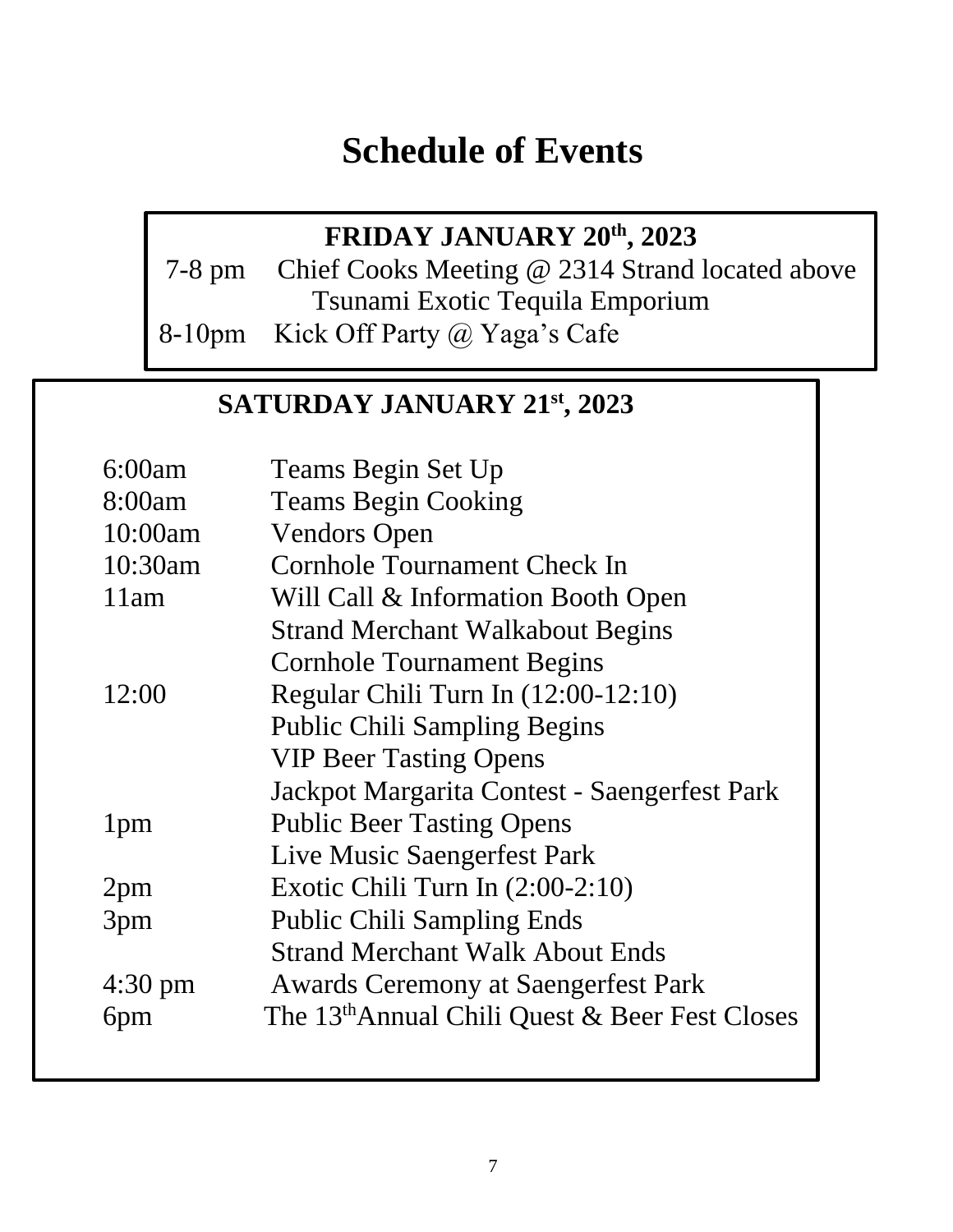# Schedule of Events

## FRIDAY JANUARY 20th, 2023

| Time | Event |
| --- | --- |
| 7-8 pm | Chief Cooks Meeting @ 2314 Strand located above Tsunami Exotic Tequila Emporium |
| 8-10pm | Kick Off Party @ Yaga's Cafe |

## SATURDAY JANUARY 21st, 2023

| Time | Event |
| --- | --- |
| 6:00am | Teams Begin Set Up |
| 8:00am | Teams Begin Cooking |
| 10:00am | Vendors Open |
| 10:30am | Cornhole Tournament Check In |
| 11am | Will Call & Information Booth Open |
| | Strand Merchant Walkabout Begins |
| | Cornhole Tournament Begins |
| 12:00 | Regular Chili Turn In (12:00-12:10) |
| | Public Chili Sampling Begins |
| | VIP Beer Tasting Opens |
| | Jackpot Margarita Contest - Saengerfest Park |
| 1pm | Public Beer Tasting Opens |
| | Live Music Saengerfest Park |
| 2pm | Exotic Chili Turn In (2:00-2:10) |
| 3pm | Public Chili Sampling Ends |
| | Strand Merchant Walk About Ends |
| 4:30 pm | Awards Ceremony at Saengerfest Park |
| 6pm | The 13th Annual Chili Quest & Beer Fest Closes |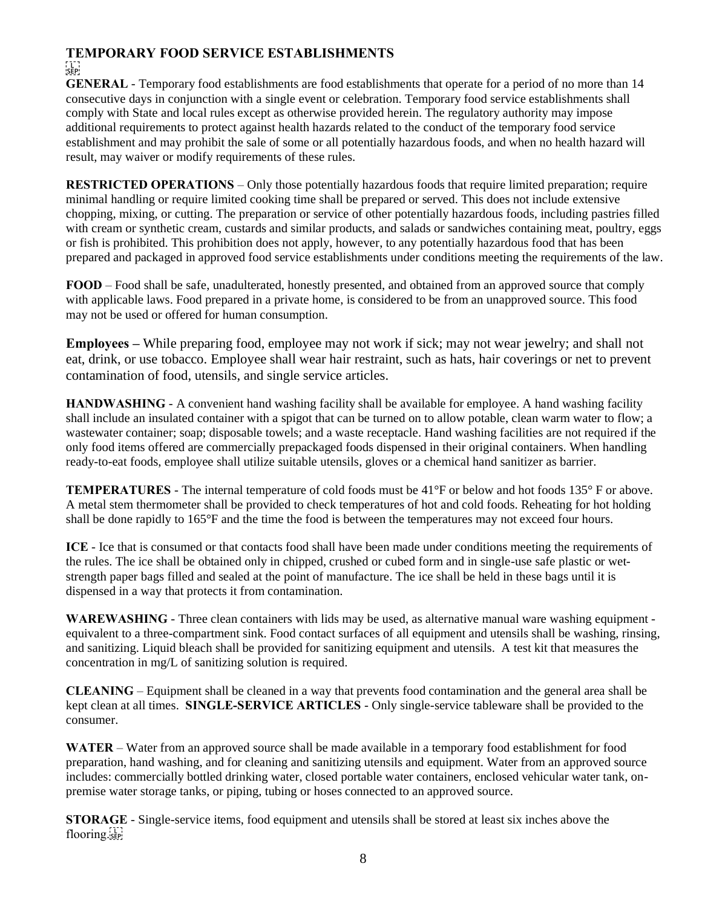# TEMPORARY FOOD SERVICE ESTABLISHMENTS

**GENERAL** - Temporary food establishments are food establishments that operate for a period of no more than 14 consecutive days in conjunction with a single event or celebration. Temporary food service establishments shall comply with State and local rules except as otherwise provided herein. The regulatory authority may impose additional requirements to protect against health hazards related to the conduct of the temporary food service establishment and may prohibit the sale of some or all potentially hazardous foods, and when no health hazard will result, may waiver or modify requirements of these rules.

**RESTRICTED OPERATIONS** – Only those potentially hazardous foods that require limited preparation; require minimal handling or require limited cooking time shall be prepared or served. This does not include extensive chopping, mixing, or cutting. The preparation or service of other potentially hazardous foods, including pastries filled with cream or synthetic cream, custards and similar products, and salads or sandwiches containing meat, poultry, eggs or fish is prohibited. This prohibition does not apply, however, to any potentially hazardous food that has been prepared and packaged in approved food service establishments under conditions meeting the requirements of the law.

**FOOD** – Food shall be safe, unadulterated, honestly presented, and obtained from an approved source that comply with applicable laws. Food prepared in a private home, is considered to be from an unapproved source. This food may not be used or offered for human consumption.

**Employees –** While preparing food, employee may not work if sick; may not wear jewelry; and shall not eat, drink, or use tobacco. Employee shall wear hair restraint, such as hats, hair coverings or net to prevent contamination of food, utensils, and single service articles.

**HANDWASHING** - A convenient hand washing facility shall be available for employee. A hand washing facility shall include an insulated container with a spigot that can be turned on to allow potable, clean warm water to flow; a wastewater container; soap; disposable towels; and a waste receptacle. Hand washing facilities are not required if the only food items offered are commercially prepackaged foods dispensed in their original containers. When handling ready-to-eat foods, employee shall utilize suitable utensils, gloves or a chemical hand sanitizer as barrier.

**TEMPERATURES** - The internal temperature of cold foods must be 41°F or below and hot foods 135° F or above. A metal stem thermometer shall be provided to check temperatures of hot and cold foods. Reheating for hot holding shall be done rapidly to 165°F and the time the food is between the temperatures may not exceed four hours.

**ICE** - Ice that is consumed or that contacts food shall have been made under conditions meeting the requirements of the rules. The ice shall be obtained only in chipped, crushed or cubed form and in single-use safe plastic or wet-strength paper bags filled and sealed at the point of manufacture. The ice shall be held in these bags until it is dispensed in a way that protects it from contamination.

**WAREWASHING** - Three clean containers with lids may be used, as alternative manual ware washing equipment - equivalent to a three-compartment sink. Food contact surfaces of all equipment and utensils shall be washing, rinsing, and sanitizing. Liquid bleach shall be provided for sanitizing equipment and utensils. A test kit that measures the concentration in mg/L of sanitizing solution is required.

**CLEANING** – Equipment shall be cleaned in a way that prevents food contamination and the general area shall be kept clean at all times. **SINGLE-SERVICE ARTICLES** - Only single-service tableware shall be provided to the consumer.

**WATER** – Water from an approved source shall be made available in a temporary food establishment for food preparation, hand washing, and for cleaning and sanitizing utensils and equipment. Water from an approved source includes: commercially bottled drinking water, closed portable water containers, enclosed vehicular water tank, on-premise water storage tanks, or piping, tubing or hoses connected to an approved source.

**STORAGE** - Single-service items, food equipment and utensils shall be stored at least six inches above the flooring.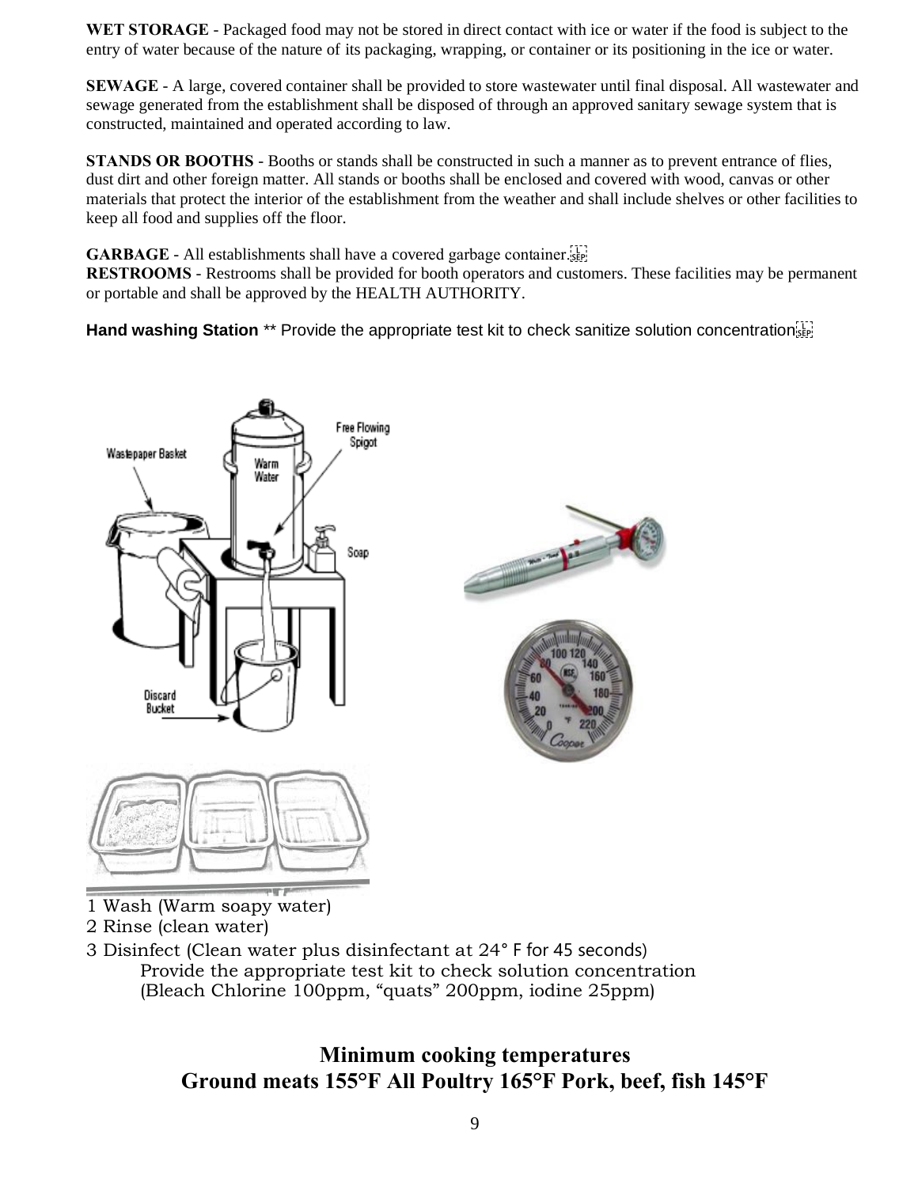**WET STORAGE** - Packaged food may not be stored in direct contact with ice or water if the food is subject to the entry of water because of the nature of its packaging, wrapping, or container or its positioning in the ice or water.

**SEWAGE** - A large, covered container shall be provided to store wastewater until final disposal. All wastewater and sewage generated from the establishment shall be disposed of through an approved sanitary sewage system that is constructed, maintained and operated according to law.

**STANDS OR BOOTHS** - Booths or stands shall be constructed in such a manner as to prevent entrance of flies, dust dirt and other foreign matter. All stands or booths shall be enclosed and covered with wood, canvas or other materials that protect the interior of the establishment from the weather and shall include shelves or other facilities to keep all food and supplies off the floor.

**GARBAGE** - All establishments shall have a covered garbage container.

**RESTROOMS** - Restrooms shall be provided for booth operators and customers. These facilities may be permanent or portable and shall be approved by the HEALTH AUTHORITY.

**Hand washing Station** ** Provide the appropriate test kit to check sanitize solution concentration

Wastepaper Basket

Free Flowing Spigot

Warm Water

Soap

Discard Bucket

1 Wash (Warm soapy water)
2 Rinse (clean water)
3 Disinfect (Clean water plus disinfectant at 24° F for 45 seconds)
   Provide the appropriate test kit to check solution concentration
   (Bleach Chlorine 100ppm, "quats" 200ppm, iodine 25ppm)

**Minimum cooking temperatures**
**Ground meats 155°F All Poultry 165°F Pork, beef, fish 145°F**